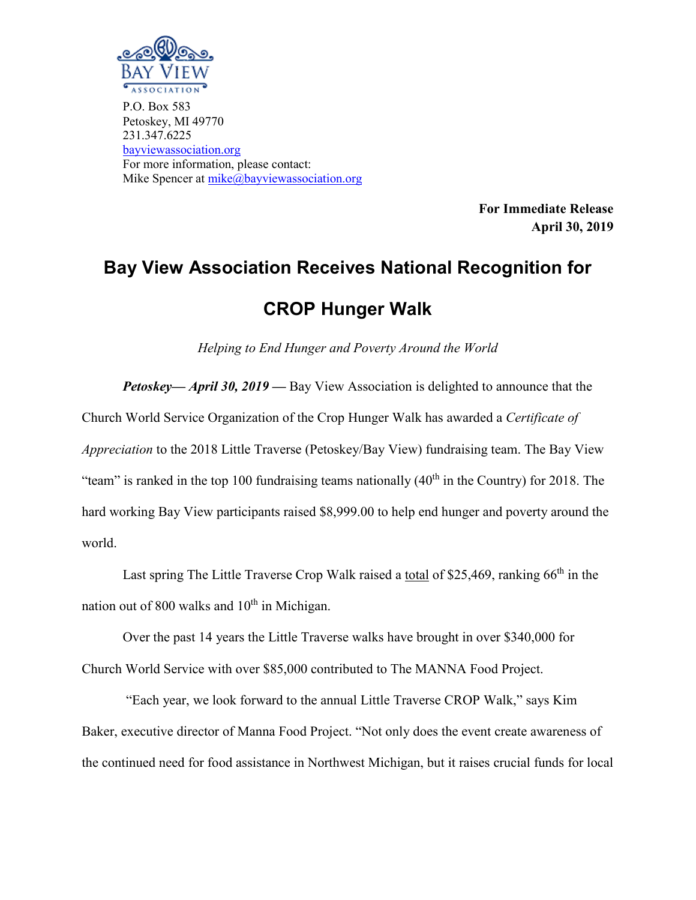BAY VIEW ASSOCIATION

P.O. Box 583
Petoskey, MI 49770
231.347.6225
bayviewassociation.org
For more information, please contact:
Mike Spencer at mike@bayviewassociation.org

**For Immediate Release**
**April 30, 2019**

# Bay View Association Receives National Recognition for CROP Hunger Walk

*Helping to End Hunger and Poverty Around the World*

***Petoskey— April 30, 2019*** **—** Bay View Association is delighted to announce that the Church World Service Organization of the Crop Hunger Walk has awarded a *Certificate of Appreciation* to the 2018 Little Traverse (Petoskey/Bay View) fundraising team. The Bay View "team" is ranked in the top 100 fundraising teams nationally (40th in the Country) for 2018. The hard working Bay View participants raised $8,999.00 to help end hunger and poverty around the world.

Last spring The Little Traverse Crop Walk raised a total of $25,469, ranking 66th in the nation out of 800 walks and 10th in Michigan.

Over the past 14 years the Little Traverse walks have brought in over $340,000 for Church World Service with over $85,000 contributed to The MANNA Food Project.

"Each year, we look forward to the annual Little Traverse CROP Walk," says Kim Baker, executive director of Manna Food Project. "Not only does the event create awareness of the continued need for food assistance in Northwest Michigan, but it raises crucial funds for local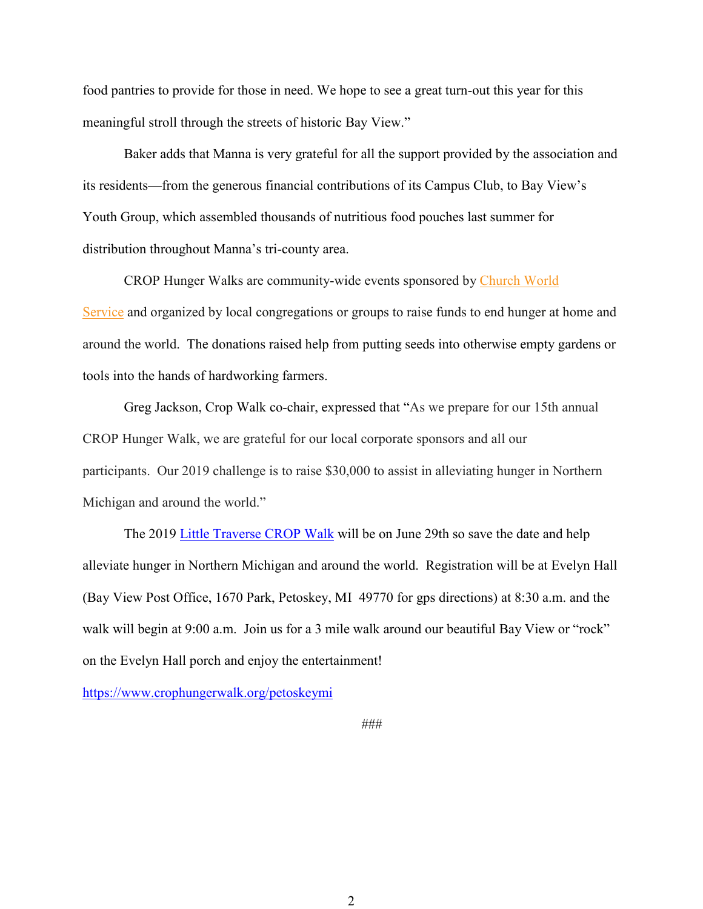food pantries to provide for those in need. We hope to see a great turn-out this year for this meaningful stroll through the streets of historic Bay View."

Baker adds that Manna is very grateful for all the support provided by the association and its residents—from the generous financial contributions of its Campus Club, to Bay View's Youth Group, which assembled thousands of nutritious food pouches last summer for distribution throughout Manna's tri-county area.

CROP Hunger Walks are community-wide events sponsored by Church World Service and organized by local congregations or groups to raise funds to end hunger at home and around the world. The donations raised help from putting seeds into otherwise empty gardens or tools into the hands of hardworking farmers.

Greg Jackson, Crop Walk co-chair, expressed that "As we prepare for our 15th annual CROP Hunger Walk, we are grateful for our local corporate sponsors and all our participants. Our 2019 challenge is to raise $30,000 to assist in alleviating hunger in Northern Michigan and around the world."

The 2019 Little Traverse CROP Walk will be on June 29th so save the date and help alleviate hunger in Northern Michigan and around the world. Registration will be at Evelyn Hall (Bay View Post Office, 1670 Park, Petoskey, MI 49770 for gps directions) at 8:30 a.m. and the walk will begin at 9:00 a.m. Join us for a 3 mile walk around our beautiful Bay View or "rock" on the Evelyn Hall porch and enjoy the entertainment!

https://www.crophungerwalk.org/petoskeymi

###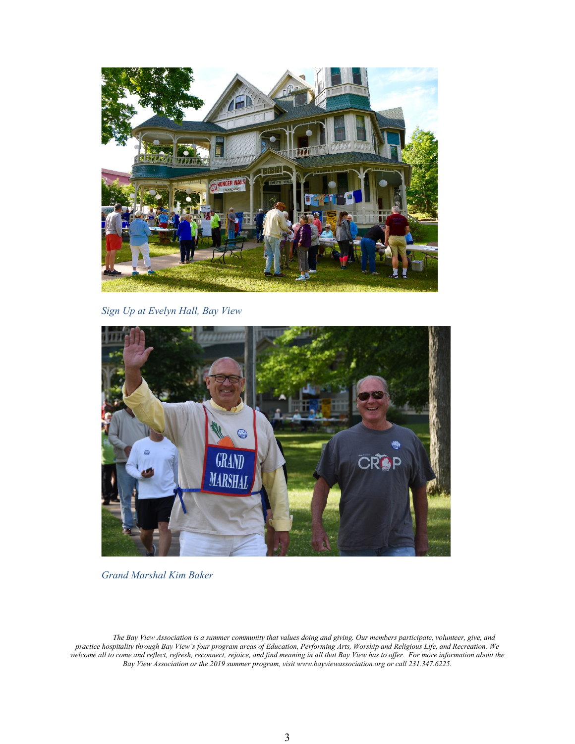*Sign Up at Evelyn Hall, Bay View*

*Grand Marshal Kim Baker*

*The Bay View Association is a summer community that values doing and giving. Our members participate, volunteer, give, and practice hospitality through Bay View's four program areas of Education, Performing Arts, Worship and Religious Life, and Recreation. We welcome all to come and reflect, refresh, reconnect, rejoice, and find meaning in all that Bay View has to offer. For more information about the Bay View Association or the 2019 summer program, visit www.bayviewassociation.org or call 231.347.6225.*